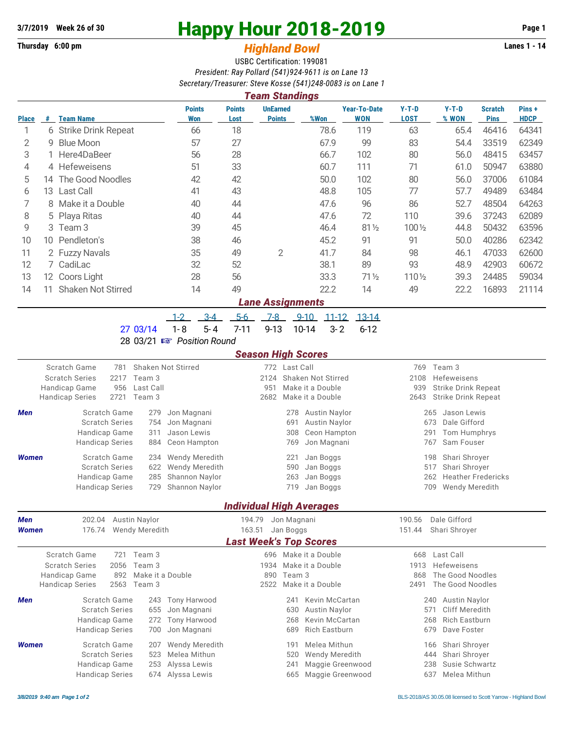3/7/2019 Week 26 of 30

Thursday 6:00 pm

# Happy Hour 2018-2019

## *Highland Bowl*

Lanes 1 - 14

USBC Certification: 199081

*President: Ray Pollard (541)924-9611 is on Lane 13*

*Secretary/Treasurer: Steve Kosse (541)248-0083 is on Lane 1*

### *Team Standings*

| Place | # | Team Name | Points Won | Points Lost | UnEarned Points | %Won | Year-To-Date WON | Y-T-D LOST | Y-T-D % WON | Scratch Pins | Pins + HDCP |
|---|---|---|---|---|---|---|---|---|---|---|---|
| 1 | 6 | Strike Drink Repeat | 66 | 18 | | 78.6 | 119 | 63 | 65.4 | 46416 | 64341 |
| 2 | 9 | Blue Moon | 57 | 27 | | 67.9 | 99 | 83 | 54.4 | 33519 | 62349 |
| 3 | 1 | Here4DaBeer | 56 | 28 | | 66.7 | 102 | 80 | 56.0 | 48415 | 63457 |
| 4 | 4 | Hefeweisens | 51 | 33 | | 60.7 | 111 | 71 | 61.0 | 50947 | 63880 |
| 5 | 14 | The Good Noodles | 42 | 42 | | 50.0 | 102 | 80 | 56.0 | 37006 | 61084 |
| 6 | 13 | Last Call | 41 | 43 | | 48.8 | 105 | 77 | 57.7 | 49489 | 63484 |
| 7 | 8 | Make it a Double | 40 | 44 | | 47.6 | 96 | 86 | 52.7 | 48504 | 64263 |
| 8 | 5 | Playa Ritas | 40 | 44 | | 47.6 | 72 | 110 | 39.6 | 37243 | 62089 |
| 9 | 3 | Team 3 | 39 | 45 | | 46.4 | 81½ | 100½ | 44.8 | 50432 | 63596 |
| 10 | 10 | Pendleton's | 38 | 46 | | 45.2 | 91 | 91 | 50.0 | 40286 | 62342 |
| 11 | 2 | Fuzzy Navals | 35 | 49 | 2 | 41.7 | 84 | 98 | 46.1 | 47033 | 62600 |
| 12 | 7 | CadiLac | 32 | 52 | | 38.1 | 89 | 93 | 48.9 | 42903 | 60672 |
| 13 | 12 | Coors Light | 28 | 56 | | 33.3 | 71½ | 110½ | 39.3 | 24485 | 59034 |
| 14 | 11 | Shaken Not Stirred | 14 | 49 | | 22.2 | 14 | 49 | 22.2 | 16893 | 21114 |

### *Lane Assignments*

| | 1-2 | 3-4 | 5-6 | 7-8 | 9-10 | 11-12 | 13-14 |
|---|---|---|---|---|---|---|---|
| 27 03/14 | 1- 8 | 5- 4 | 7-11 | 9-13 | 10-14 | 3- 2 | 6-12 |
| 28 03/21 | ☞ *Position Round* | | | | | | |

### *Season High Scores*

| | | | | | | |
|---|---|---|---|---|---|---|
| Scratch Game | 781 | Shaken Not Stirred | 772 | Last Call | 769 | Team 3 |
| Scratch Series | 2217 | Team 3 | 2124 | Shaken Not Stirred | 2108 | Hefeweisens |
| Handicap Game | 956 | Last Call | 951 | Make it a Double | 939 | Strike Drink Repeat |
| Handicap Series | 2721 | Team 3 | 2682 | Make it a Double | 2643 | Strike Drink Repeat |

***Men***

| | | | | | | |
|---|---|---|---|---|---|---|
| Scratch Game | 279 | Jon Magnani | 278 | Austin Naylor | 265 | Jason Lewis |
| Scratch Series | 754 | Jon Magnani | 691 | Austin Naylor | 673 | Dale Gifford |
| Handicap Game | 311 | Jason Lewis | 308 | Ceon Hampton | 291 | Tom Humphrys |
| Handicap Series | 884 | Ceon Hampton | 769 | Jon Magnani | 767 | Sam Fouser |

***Women***

| | | | | | | |
|---|---|---|---|---|---|---|
| Scratch Game | 234 | Wendy Meredith | 221 | Jan Boggs | 198 | Shari Shroyer |
| Scratch Series | 622 | Wendy Meredith | 590 | Jan Boggs | 517 | Shari Shroyer |
| Handicap Game | 285 | Shannon Naylor | 263 | Jan Boggs | 262 | Heather Fredericks |
| Handicap Series | 729 | Shannon Naylor | 719 | Jan Boggs | 709 | Wendy Meredith |

### *Individual High Averages*

| | | | | | | |
|---|---|---|---|---|---|---|
| ***Men*** | 202.04 | Austin Naylor | 194.79 | Jon Magnani | 190.56 | Dale Gifford |
| ***Women*** | 176.74 | Wendy Meredith | 163.51 | Jan Boggs | 151.44 | Shari Shroyer |

### *Last Week's Top Scores*

| | | | | | | |
|---|---|---|---|---|---|---|
| Scratch Game | 721 | Team 3 | 696 | Make it a Double | 668 | Last Call |
| Scratch Series | 2056 | Team 3 | 1934 | Make it a Double | 1913 | Hefeweisens |
| Handicap Game | 892 | Make it a Double | 890 | Team 3 | 868 | The Good Noodles |
| Handicap Series | 2563 | Team 3 | 2522 | Make it a Double | 2491 | The Good Noodles |

***Men***

| | | | | | | |
|---|---|---|---|---|---|---|
| Scratch Game | 243 | Tony Harwood | 241 | Kevin McCartan | 240 | Austin Naylor |
| Scratch Series | 655 | Jon Magnani | 630 | Austin Naylor | 571 | Cliff Meredith |
| Handicap Game | 272 | Tony Harwood | 268 | Kevin McCartan | 268 | Rich Eastburn |
| Handicap Series | 700 | Jon Magnani | 689 | Rich Eastburn | 679 | Dave Foster |

***Women***

| | | | | | | |
|---|---|---|---|---|---|---|
| Scratch Game | 207 | Wendy Meredith | 191 | Melea Mithun | 166 | Shari Shroyer |
| Scratch Series | 523 | Melea Mithun | 520 | Wendy Meredith | 444 | Shari Shroyer |
| Handicap Game | 253 | Alyssa Lewis | 241 | Maggie Greenwood | 238 | Susie Schwartz |
| Handicap Series | 674 | Alyssa Lewis | 665 | Maggie Greenwood | 637 | Melea Mithun |

*3/8/2019 9:40 am*

BLS-2018/AS 30.05.08 licensed to Scott Yarrow - Highland Bowl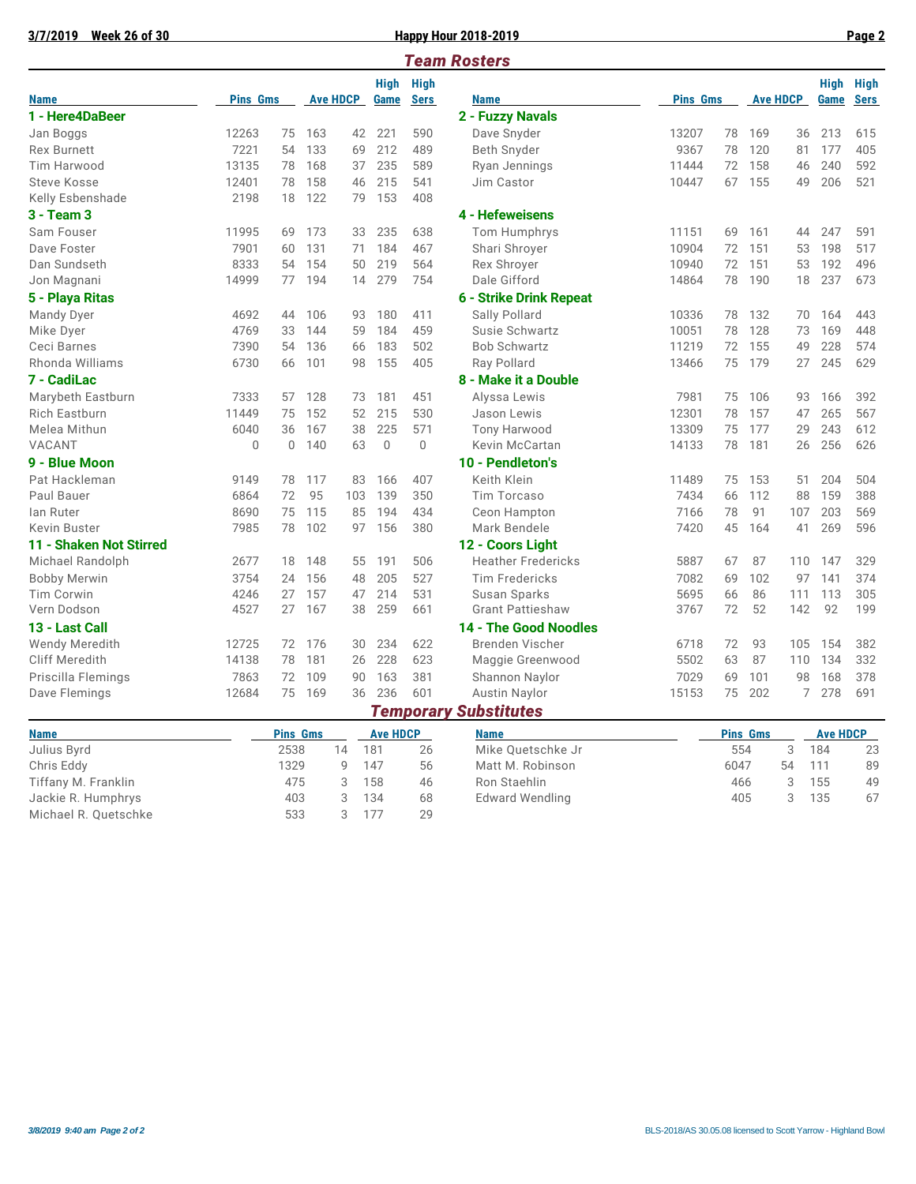## Team Rosters

| Name | Pins | Gms | Ave | HDCP | High Game | High Sers | Name | Pins | Gms | Ave | HDCP | High Game | High Sers |
|---|---|---|---|---|---|---|---|---|---|---|---|---|---|
| **1 - Here4DaBeer** | | | | | | | **2 - Fuzzy Navals** | | | | | | |
| Jan Boggs | 12263 | 75 | 163 | 42 | 221 | 590 | Dave Snyder | 13207 | 78 | 169 | 36 | 213 | 615 |
| Rex Burnett | 7221 | 54 | 133 | 69 | 212 | 489 | Beth Snyder | 9367 | 78 | 120 | 81 | 177 | 405 |
| Tim Harwood | 13135 | 78 | 168 | 37 | 235 | 589 | Ryan Jennings | 11444 | 72 | 158 | 46 | 240 | 592 |
| Steve Kosse | 12401 | 78 | 158 | 46 | 215 | 541 | Jim Castor | 10447 | 67 | 155 | 49 | 206 | 521 |
| Kelly Esbenshade | 2198 | 18 | 122 | 79 | 153 | 408 | | | | | | | |
| **3 - Team 3** | | | | | | | **4 - Hefeweisens** | | | | | | |
| Sam Fouser | 11995 | 69 | 173 | 33 | 235 | 638 | Tom Humphrys | 11151 | 69 | 161 | 44 | 247 | 591 |
| Dave Foster | 7901 | 60 | 131 | 71 | 184 | 467 | Shari Shroyer | 10904 | 72 | 151 | 53 | 198 | 517 |
| Dan Sundseth | 8333 | 54 | 154 | 50 | 219 | 564 | Rex Shroyer | 10940 | 72 | 151 | 53 | 192 | 496 |
| Jon Magnani | 14999 | 77 | 194 | 14 | 279 | 754 | Dale Gifford | 14864 | 78 | 190 | 18 | 237 | 673 |
| **5 - Playa Ritas** | | | | | | | **6 - Strike Drink Repeat** | | | | | | |
| Mandy Dyer | 4692 | 44 | 106 | 93 | 180 | 411 | Sally Pollard | 10336 | 78 | 132 | 70 | 164 | 443 |
| Mike Dyer | 4769 | 33 | 144 | 59 | 184 | 459 | Susie Schwartz | 10051 | 78 | 128 | 73 | 169 | 448 |
| Ceci Barnes | 7390 | 54 | 136 | 66 | 183 | 502 | Bob Schwartz | 11219 | 72 | 155 | 49 | 228 | 574 |
| Rhonda Williams | 6730 | 66 | 101 | 98 | 155 | 405 | Ray Pollard | 13466 | 75 | 179 | 27 | 245 | 629 |
| **7 - CadiLac** | | | | | | | **8 - Make it a Double** | | | | | | |
| Marybeth Eastburn | 7333 | 57 | 128 | 73 | 181 | 451 | Alyssa Lewis | 7981 | 75 | 106 | 93 | 166 | 392 |
| Rich Eastburn | 11449 | 75 | 152 | 52 | 215 | 530 | Jason Lewis | 12301 | 78 | 157 | 47 | 265 | 567 |
| Melea Mithun | 6040 | 36 | 167 | 38 | 225 | 571 | Tony Harwood | 13309 | 75 | 177 | 29 | 243 | 612 |
| VACANT | 0 | 0 | 140 | 63 | 0 | 0 | Kevin McCartan | 14133 | 78 | 181 | 26 | 256 | 626 |
| **9 - Blue Moon** | | | | | | | **10 - Pendleton's** | | | | | | |
| Pat Hackleman | 9149 | 78 | 117 | 83 | 166 | 407 | Keith Klein | 11489 | 75 | 153 | 51 | 204 | 504 |
| Paul Bauer | 6864 | 72 | 95 | 103 | 139 | 350 | Tim Torcaso | 7434 | 66 | 112 | 88 | 159 | 388 |
| Ian Ruter | 8690 | 75 | 115 | 85 | 194 | 434 | Ceon Hampton | 7166 | 78 | 91 | 107 | 203 | 569 |
| Kevin Buster | 7985 | 78 | 102 | 97 | 156 | 380 | Mark Bendele | 7420 | 45 | 164 | 41 | 269 | 596 |
| **11 - Shaken Not Stirred** | | | | | | | **12 - Coors Light** | | | | | | |
| Michael Randolph | 2677 | 18 | 148 | 55 | 191 | 506 | Heather Fredericks | 5887 | 67 | 87 | 110 | 147 | 329 |
| Bobby Merwin | 3754 | 24 | 156 | 48 | 205 | 527 | Tim Fredericks | 7082 | 69 | 102 | 97 | 141 | 374 |
| Tim Corwin | 4246 | 27 | 157 | 47 | 214 | 531 | Susan Sparks | 5695 | 66 | 86 | 111 | 113 | 305 |
| Vern Dodson | 4527 | 27 | 167 | 38 | 259 | 661 | Grant Pattieshaw | 3767 | 72 | 52 | 142 | 92 | 199 |
| **13 - Last Call** | | | | | | | **14 - The Good Noodles** | | | | | | |
| Wendy Meredith | 12725 | 72 | 176 | 30 | 234 | 622 | Brenden Vischer | 6718 | 72 | 93 | 105 | 154 | 382 |
| Cliff Meredith | 14138 | 78 | 181 | 26 | 228 | 623 | Maggie Greenwood | 5502 | 63 | 87 | 110 | 134 | 332 |
| Priscilla Flemings | 7863 | 72 | 109 | 90 | 163 | 381 | Shannon Naylor | 7029 | 69 | 101 | 98 | 168 | 378 |
| Dave Flemings | 12684 | 75 | 169 | 36 | 236 | 601 | Austin Naylor | 15153 | 75 | 202 | 7 | 278 | 691 |

## Temporary Substitutes

| Name | Pins | Gms | Ave | HDCP | Name | Pins | Gms | Ave | HDCP |
|---|---|---|---|---|---|---|---|---|---|
| Julius Byrd | 2538 | 14 | 181 | 26 | Mike Quetschke Jr | 554 | 3 | 184 | 23 |
| Chris Eddy | 1329 | 9 | 147 | 56 | Matt M. Robinson | 6047 | 54 | 111 | 89 |
| Tiffany M. Franklin | 475 | 3 | 158 | 46 | Ron Staehlin | 466 | 3 | 155 | 49 |
| Jackie R. Humphrys | 403 | 3 | 134 | 68 | Edward Wendling | 405 | 3 | 135 | 67 |
| Michael R. Quetschke | 533 | 3 | 177 | 29 | | | | | |